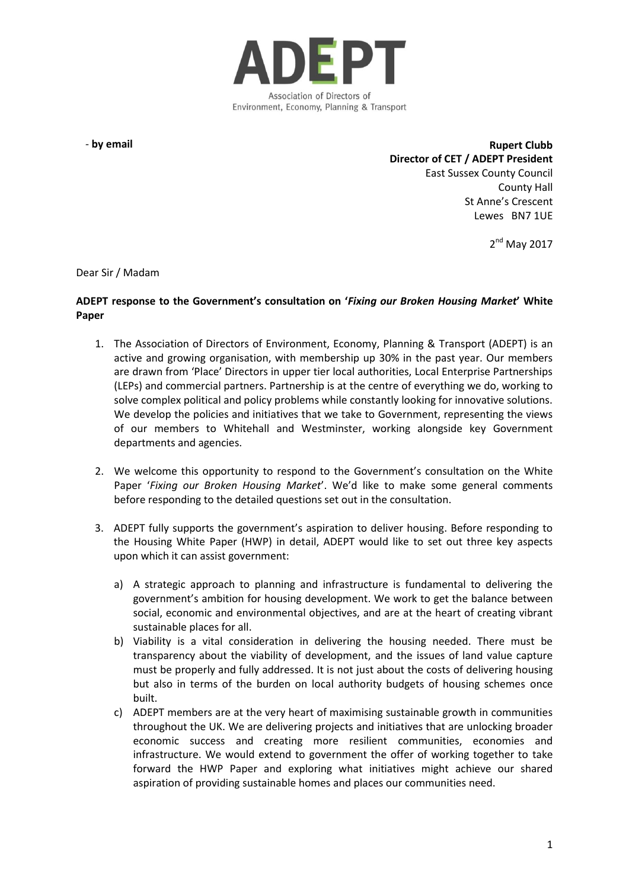# ADEPT

Association of Directors of Environment, Economy, Planning & Transport

\- **by email**

**Rupert Clubb**
**Director of CET / ADEPT President**
East Sussex County Council
County Hall
St Anne's Crescent
Lewes BN7 1UE

2nd May 2017

Dear Sir / Madam

**ADEPT response to the Government's consultation on '*Fixing our Broken Housing Market*' White Paper**

1. The Association of Directors of Environment, Economy, Planning & Transport (ADEPT) is an active and growing organisation, with membership up 30% in the past year. Our members are drawn from 'Place' Directors in upper tier local authorities, Local Enterprise Partnerships (LEPs) and commercial partners. Partnership is at the centre of everything we do, working to solve complex political and policy problems while constantly looking for innovative solutions. We develop the policies and initiatives that we take to Government, representing the views of our members to Whitehall and Westminster, working alongside key Government departments and agencies.

2. We welcome this opportunity to respond to the Government's consultation on the White Paper '*Fixing our Broken Housing Market*'. We'd like to make some general comments before responding to the detailed questions set out in the consultation.

3. ADEPT fully supports the government's aspiration to deliver housing. Before responding to the Housing White Paper (HWP) in detail, ADEPT would like to set out three key aspects upon which it can assist government:

   a) A strategic approach to planning and infrastructure is fundamental to delivering the government's ambition for housing development. We work to get the balance between social, economic and environmental objectives, and are at the heart of creating vibrant sustainable places for all.

   b) Viability is a vital consideration in delivering the housing needed. There must be transparency about the viability of development, and the issues of land value capture must be properly and fully addressed. It is not just about the costs of delivering housing but also in terms of the burden on local authority budgets of housing schemes once built.

   c) ADEPT members are at the very heart of maximising sustainable growth in communities throughout the UK. We are delivering projects and initiatives that are unlocking broader economic success and creating more resilient communities, economies and infrastructure. We would extend to government the offer of working together to take forward the HWP Paper and exploring what initiatives might achieve our shared aspiration of providing sustainable homes and places our communities need.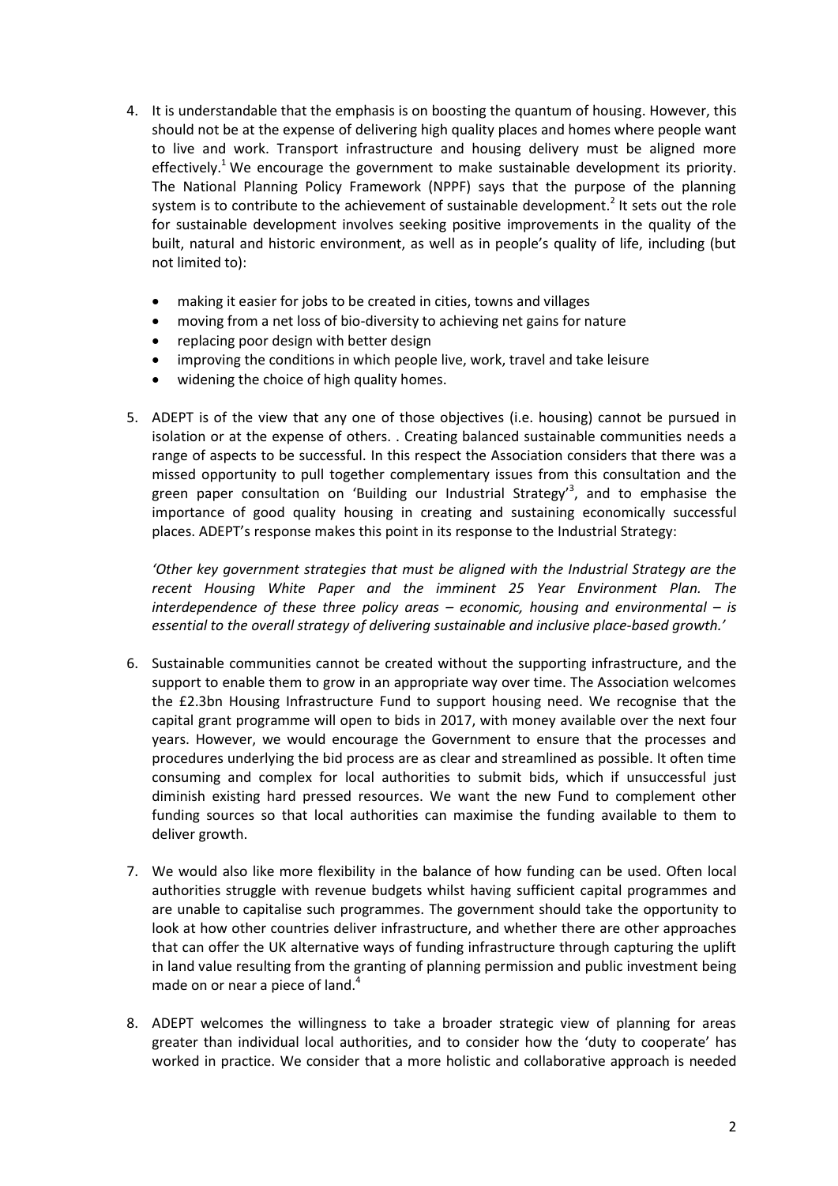4. It is understandable that the emphasis is on boosting the quantum of housing. However, this should not be at the expense of delivering high quality places and homes where people want to live and work. Transport infrastructure and housing delivery must be aligned more effectively.[1] We encourage the government to make sustainable development its priority. The National Planning Policy Framework (NPPF) says that the purpose of the planning system is to contribute to the achievement of sustainable development.[2] It sets out the role for sustainable development involves seeking positive improvements in the quality of the built, natural and historic environment, as well as in people's quality of life, including (but not limited to):

   - making it easier for jobs to be created in cities, towns and villages
   - moving from a net loss of bio-diversity to achieving net gains for nature
   - replacing poor design with better design
   - improving the conditions in which people live, work, travel and take leisure
   - widening the choice of high quality homes.

5. ADEPT is of the view that any one of those objectives (i.e. housing) cannot be pursued in isolation or at the expense of others. . Creating balanced sustainable communities needs a range of aspects to be successful. In this respect the Association considers that there was a missed opportunity to pull together complementary issues from this consultation and the green paper consultation on 'Building our Industrial Strategy'[3], and to emphasise the importance of good quality housing in creating and sustaining economically successful places. ADEPT's response makes this point in its response to the Industrial Strategy:

   *'Other key government strategies that must be aligned with the Industrial Strategy are the recent Housing White Paper and the imminent 25 Year Environment Plan. The interdependence of these three policy areas – economic, housing and environmental – is essential to the overall strategy of delivering sustainable and inclusive place-based growth.'*

6. Sustainable communities cannot be created without the supporting infrastructure, and the support to enable them to grow in an appropriate way over time. The Association welcomes the £2.3bn Housing Infrastructure Fund to support housing need. We recognise that the capital grant programme will open to bids in 2017, with money available over the next four years. However, we would encourage the Government to ensure that the processes and procedures underlying the bid process are as clear and streamlined as possible. It often time consuming and complex for local authorities to submit bids, which if unsuccessful just diminish existing hard pressed resources. We want the new Fund to complement other funding sources so that local authorities can maximise the funding available to them to deliver growth.

7. We would also like more flexibility in the balance of how funding can be used. Often local authorities struggle with revenue budgets whilst having sufficient capital programmes and are unable to capitalise such programmes. The government should take the opportunity to look at how other countries deliver infrastructure, and whether there are other approaches that can offer the UK alternative ways of funding infrastructure through capturing the uplift in land value resulting from the granting of planning permission and public investment being made on or near a piece of land.[4]

8. ADEPT welcomes the willingness to take a broader strategic view of planning for areas greater than individual local authorities, and to consider how the 'duty to cooperate' has worked in practice. We consider that a more holistic and collaborative approach is needed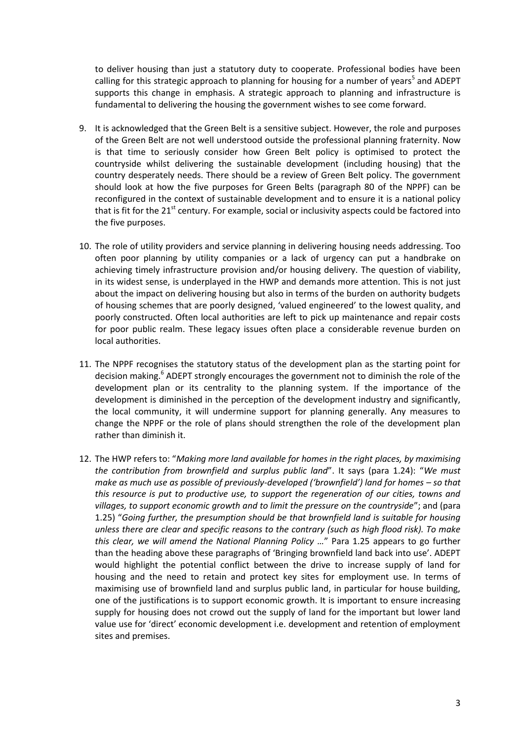to deliver housing than just a statutory duty to cooperate. Professional bodies have been calling for this strategic approach to planning for housing for a number of years[5] and ADEPT supports this change in emphasis. A strategic approach to planning and infrastructure is fundamental to delivering the housing the government wishes to see come forward.

9. It is acknowledged that the Green Belt is a sensitive subject. However, the role and purposes of the Green Belt are not well understood outside the professional planning fraternity. Now is that time to seriously consider how Green Belt policy is optimised to protect the countryside whilst delivering the sustainable development (including housing) that the country desperately needs. There should be a review of Green Belt policy. The government should look at how the five purposes for Green Belts (paragraph 80 of the NPPF) can be reconfigured in the context of sustainable development and to ensure it is a national policy that is fit for the 21st century. For example, social or inclusivity aspects could be factored into the five purposes.

10. The role of utility providers and service planning in delivering housing needs addressing. Too often poor planning by utility companies or a lack of urgency can put a handbrake on achieving timely infrastructure provision and/or housing delivery. The question of viability, in its widest sense, is underplayed in the HWP and demands more attention. This is not just about the impact on delivering housing but also in terms of the burden on authority budgets of housing schemes that are poorly designed, 'valued engineered' to the lowest quality, and poorly constructed. Often local authorities are left to pick up maintenance and repair costs for poor public realm. These legacy issues often place a considerable revenue burden on local authorities.

11. The NPPF recognises the statutory status of the development plan as the starting point for decision making.[6] ADEPT strongly encourages the government not to diminish the role of the development plan or its centrality to the planning system. If the importance of the development is diminished in the perception of the development industry and significantly, the local community, it will undermine support for planning generally. Any measures to change the NPPF or the role of plans should strengthen the role of the development plan rather than diminish it.

12. The HWP refers to: "*Making more land available for homes in the right places, by maximising the contribution from brownfield and surplus public land*". It says (para 1.24): "*We must make as much use as possible of previously-developed ('brownfield') land for homes – so that this resource is put to productive use, to support the regeneration of our cities, towns and villages, to support economic growth and to limit the pressure on the countryside*"; and (para 1.25) "*Going further, the presumption should be that brownfield land is suitable for housing unless there are clear and specific reasons to the contrary (such as high flood risk). To make this clear, we will amend the National Planning Policy …*" Para 1.25 appears to go further than the heading above these paragraphs of 'Bringing brownfield land back into use'. ADEPT would highlight the potential conflict between the drive to increase supply of land for housing and the need to retain and protect key sites for employment use. In terms of maximising use of brownfield land and surplus public land, in particular for house building, one of the justifications is to support economic growth. It is important to ensure increasing supply for housing does not crowd out the supply of land for the important but lower land value use for 'direct' economic development i.e. development and retention of employment sites and premises.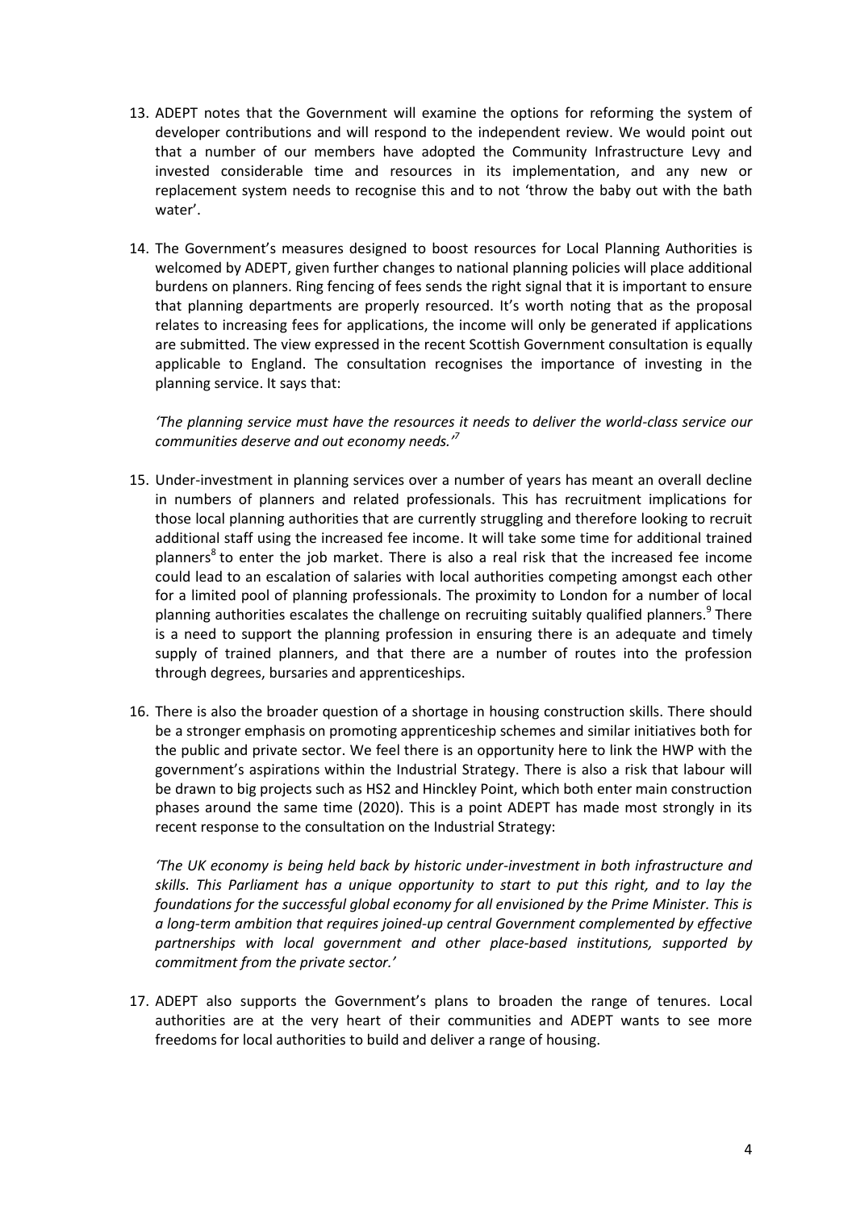13. ADEPT notes that the Government will examine the options for reforming the system of developer contributions and will respond to the independent review. We would point out that a number of our members have adopted the Community Infrastructure Levy and invested considerable time and resources in its implementation, and any new or replacement system needs to recognise this and to not 'throw the baby out with the bath water'.

14. The Government's measures designed to boost resources for Local Planning Authorities is welcomed by ADEPT, given further changes to national planning policies will place additional burdens on planners. Ring fencing of fees sends the right signal that it is important to ensure that planning departments are properly resourced. It's worth noting that as the proposal relates to increasing fees for applications, the income will only be generated if applications are submitted. The view expressed in the recent Scottish Government consultation is equally applicable to England. The consultation recognises the importance of investing in the planning service. It says that:

    *'The planning service must have the resources it needs to deliver the world-class service our communities deserve and out economy needs.'*[7]

15. Under-investment in planning services over a number of years has meant an overall decline in numbers of planners and related professionals. This has recruitment implications for those local planning authorities that are currently struggling and therefore looking to recruit additional staff using the increased fee income. It will take some time for additional trained planners[8] to enter the job market. There is also a real risk that the increased fee income could lead to an escalation of salaries with local authorities competing amongst each other for a limited pool of planning professionals. The proximity to London for a number of local planning authorities escalates the challenge on recruiting suitably qualified planners.[9] There is a need to support the planning profession in ensuring there is an adequate and timely supply of trained planners, and that there are a number of routes into the profession through degrees, bursaries and apprenticeships.

16. There is also the broader question of a shortage in housing construction skills. There should be a stronger emphasis on promoting apprenticeship schemes and similar initiatives both for the public and private sector. We feel there is an opportunity here to link the HWP with the government's aspirations within the Industrial Strategy. There is also a risk that labour will be drawn to big projects such as HS2 and Hinckley Point, which both enter main construction phases around the same time (2020). This is a point ADEPT has made most strongly in its recent response to the consultation on the Industrial Strategy:

    *'The UK economy is being held back by historic under-investment in both infrastructure and skills. This Parliament has a unique opportunity to start to put this right, and to lay the foundations for the successful global economy for all envisioned by the Prime Minister. This is a long-term ambition that requires joined-up central Government complemented by effective partnerships with local government and other place-based institutions, supported by commitment from the private sector.'*

17. ADEPT also supports the Government's plans to broaden the range of tenures. Local authorities are at the very heart of their communities and ADEPT wants to see more freedoms for local authorities to build and deliver a range of housing.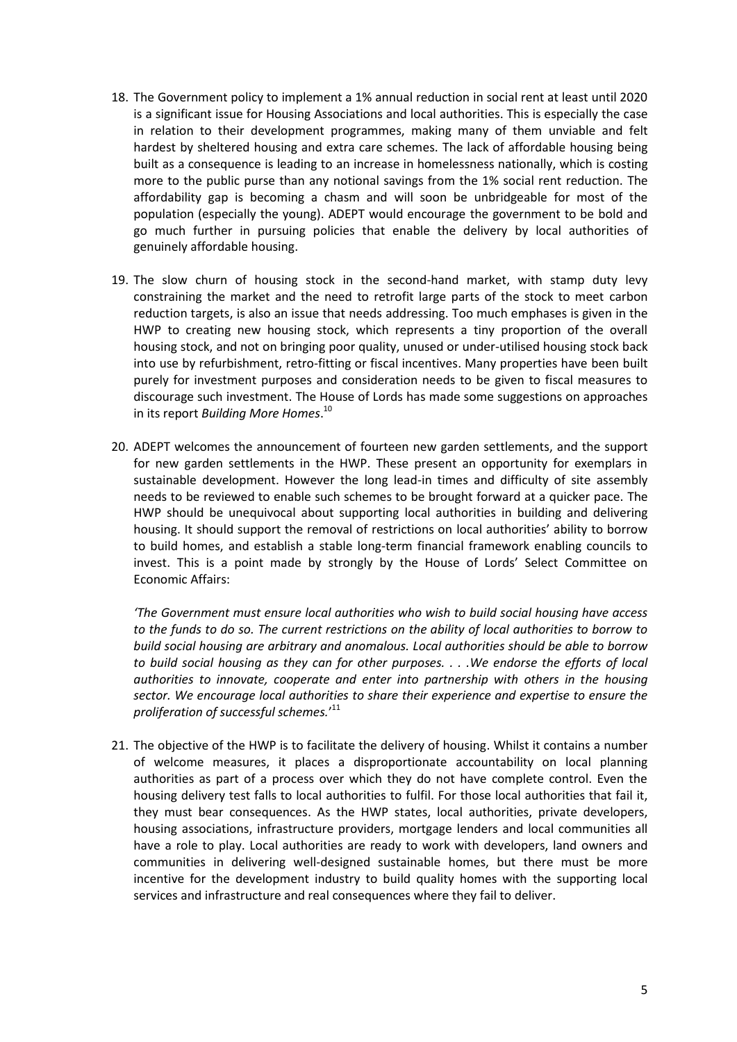18. The Government policy to implement a 1% annual reduction in social rent at least until 2020 is a significant issue for Housing Associations and local authorities. This is especially the case in relation to their development programmes, making many of them unviable and felt hardest by sheltered housing and extra care schemes. The lack of affordable housing being built as a consequence is leading to an increase in homelessness nationally, which is costing more to the public purse than any notional savings from the 1% social rent reduction. The affordability gap is becoming a chasm and will soon be unbridgeable for most of the population (especially the young). ADEPT would encourage the government to be bold and go much further in pursuing policies that enable the delivery by local authorities of genuinely affordable housing.

19. The slow churn of housing stock in the second-hand market, with stamp duty levy constraining the market and the need to retrofit large parts of the stock to meet carbon reduction targets, is also an issue that needs addressing. Too much emphases is given in the HWP to creating new housing stock, which represents a tiny proportion of the overall housing stock, and not on bringing poor quality, unused or under-utilised housing stock back into use by refurbishment, retro-fitting or fiscal incentives. Many properties have been built purely for investment purposes and consideration needs to be given to fiscal measures to discourage such investment. The House of Lords has made some suggestions on approaches in its report *Building More Homes*.[10]

20. ADEPT welcomes the announcement of fourteen new garden settlements, and the support for new garden settlements in the HWP. These present an opportunity for exemplars in sustainable development. However the long lead-in times and difficulty of site assembly needs to be reviewed to enable such schemes to be brought forward at a quicker pace. The HWP should be unequivocal about supporting local authorities in building and delivering housing. It should support the removal of restrictions on local authorities' ability to borrow to build homes, and establish a stable long-term financial framework enabling councils to invest. This is a point made by strongly by the House of Lords' Select Committee on Economic Affairs:

    *'The Government must ensure local authorities who wish to build social housing have access to the funds to do so. The current restrictions on the ability of local authorities to borrow to build social housing are arbitrary and anomalous. Local authorities should be able to borrow to build social housing as they can for other purposes. . . .We endorse the efforts of local authorities to innovate, cooperate and enter into partnership with others in the housing sector. We encourage local authorities to share their experience and expertise to ensure the proliferation of successful schemes.'*[11]

21. The objective of the HWP is to facilitate the delivery of housing. Whilst it contains a number of welcome measures, it places a disproportionate accountability on local planning authorities as part of a process over which they do not have complete control. Even the housing delivery test falls to local authorities to fulfil. For those local authorities that fail it, they must bear consequences. As the HWP states, local authorities, private developers, housing associations, infrastructure providers, mortgage lenders and local communities all have a role to play. Local authorities are ready to work with developers, land owners and communities in delivering well-designed sustainable homes, but there must be more incentive for the development industry to build quality homes with the supporting local services and infrastructure and real consequences where they fail to deliver.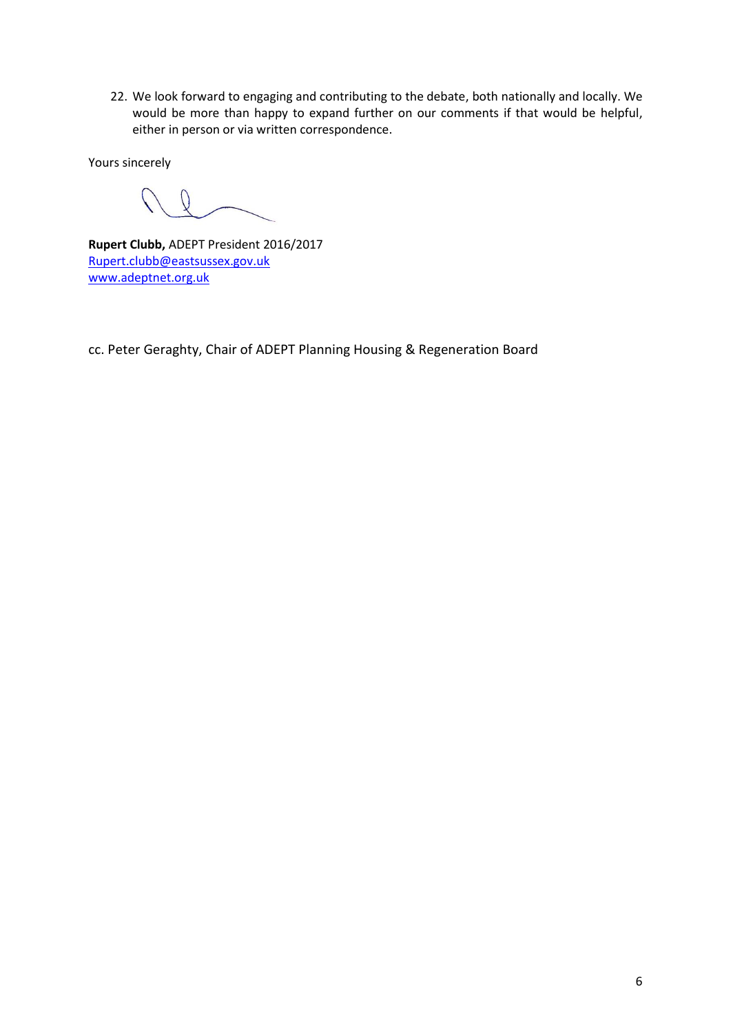22. We look forward to engaging and contributing to the debate, both nationally and locally. We would be more than happy to expand further on our comments if that would be helpful, either in person or via written correspondence.

Yours sincerely

**Rupert Clubb,** ADEPT President 2016/2017
Rupert.clubb@eastsussex.gov.uk
www.adeptnet.org.uk

cc. Peter Geraghty, Chair of ADEPT Planning Housing & Regeneration Board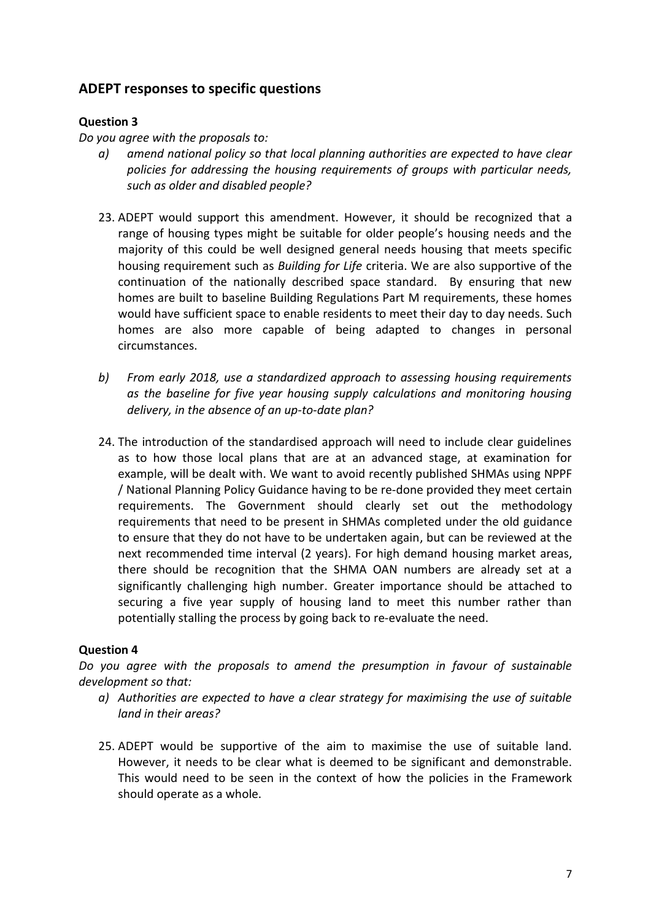## ADEPT responses to specific questions

### Question 3

*Do you agree with the proposals to:*

*a) amend national policy so that local planning authorities are expected to have clear policies for addressing the housing requirements of groups with particular needs, such as older and disabled people?*

23. ADEPT would support this amendment. However, it should be recognized that a range of housing types might be suitable for older people's housing needs and the majority of this could be well designed general needs housing that meets specific housing requirement such as *Building for Life* criteria. We are also supportive of the continuation of the nationally described space standard. By ensuring that new homes are built to baseline Building Regulations Part M requirements, these homes would have sufficient space to enable residents to meet their day to day needs. Such homes are also more capable of being adapted to changes in personal circumstances.

*b) From early 2018, use a standardized approach to assessing housing requirements as the baseline for five year housing supply calculations and monitoring housing delivery, in the absence of an up-to-date plan?*

24. The introduction of the standardised approach will need to include clear guidelines as to how those local plans that are at an advanced stage, at examination for example, will be dealt with. We want to avoid recently published SHMAs using NPPF / National Planning Policy Guidance having to be re-done provided they meet certain requirements. The Government should clearly set out the methodology requirements that need to be present in SHMAs completed under the old guidance to ensure that they do not have to be undertaken again, but can be reviewed at the next recommended time interval (2 years). For high demand housing market areas, there should be recognition that the SHMA OAN numbers are already set at a significantly challenging high number. Greater importance should be attached to securing a five year supply of housing land to meet this number rather than potentially stalling the process by going back to re-evaluate the need.

### Question 4

*Do you agree with the proposals to amend the presumption in favour of sustainable development so that:*

*a) Authorities are expected to have a clear strategy for maximising the use of suitable land in their areas?*

25. ADEPT would be supportive of the aim to maximise the use of suitable land. However, it needs to be clear what is deemed to be significant and demonstrable. This would need to be seen in the context of how the policies in the Framework should operate as a whole.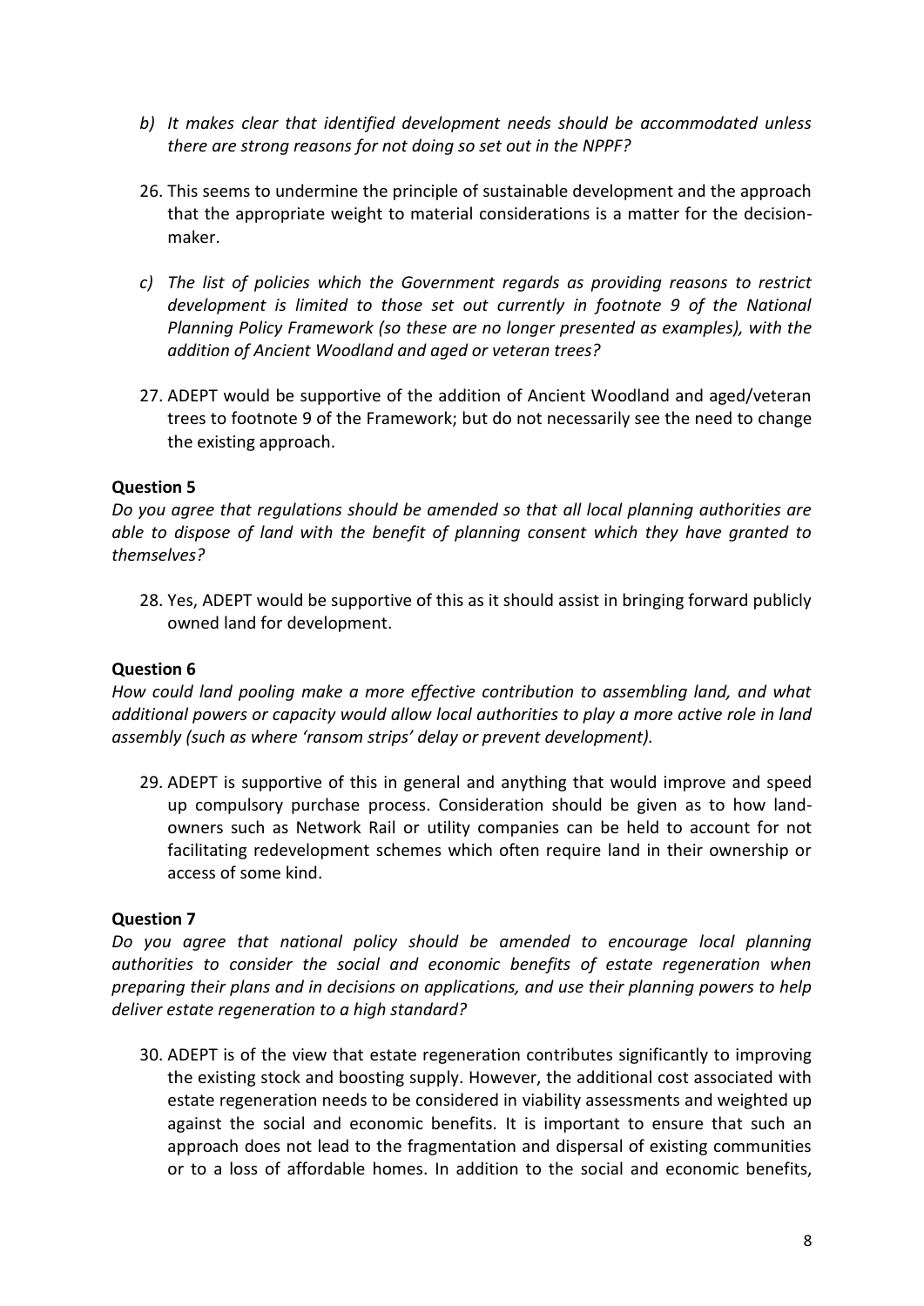*b) It makes clear that identified development needs should be accommodated unless there are strong reasons for not doing so set out in the NPPF?*

26. This seems to undermine the principle of sustainable development and the approach that the appropriate weight to material considerations is a matter for the decision-maker.

*c) The list of policies which the Government regards as providing reasons to restrict development is limited to those set out currently in footnote 9 of the National Planning Policy Framework (so these are no longer presented as examples), with the addition of Ancient Woodland and aged or veteran trees?*

27. ADEPT would be supportive of the addition of Ancient Woodland and aged/veteran trees to footnote 9 of the Framework; but do not necessarily see the need to change the existing approach.

**Question 5**

*Do you agree that regulations should be amended so that all local planning authorities are able to dispose of land with the benefit of planning consent which they have granted to themselves?*

28. Yes, ADEPT would be supportive of this as it should assist in bringing forward publicly owned land for development.

**Question 6**

*How could land pooling make a more effective contribution to assembling land, and what additional powers or capacity would allow local authorities to play a more active role in land assembly (such as where 'ransom strips' delay or prevent development).*

29. ADEPT is supportive of this in general and anything that would improve and speed up compulsory purchase process. Consideration should be given as to how land-owners such as Network Rail or utility companies can be held to account for not facilitating redevelopment schemes which often require land in their ownership or access of some kind.

**Question 7**

*Do you agree that national policy should be amended to encourage local planning authorities to consider the social and economic benefits of estate regeneration when preparing their plans and in decisions on applications, and use their planning powers to help deliver estate regeneration to a high standard?*

30. ADEPT is of the view that estate regeneration contributes significantly to improving the existing stock and boosting supply. However, the additional cost associated with estate regeneration needs to be considered in viability assessments and weighted up against the social and economic benefits. It is important to ensure that such an approach does not lead to the fragmentation and dispersal of existing communities or to a loss of affordable homes. In addition to the social and economic benefits,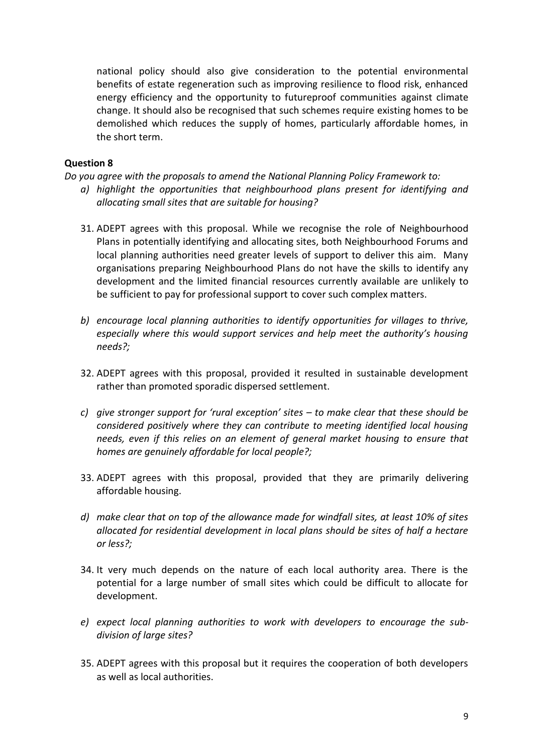national policy should also give consideration to the potential environmental benefits of estate regeneration such as improving resilience to flood risk, enhanced energy efficiency and the opportunity to futureproof communities against climate change. It should also be recognised that such schemes require existing homes to be demolished which reduces the supply of homes, particularly affordable homes, in the short term.

**Question 8**

*Do you agree with the proposals to amend the National Planning Policy Framework to:*

*a) highlight the opportunities that neighbourhood plans present for identifying and allocating small sites that are suitable for housing?*

31. ADEPT agrees with this proposal. While we recognise the role of Neighbourhood Plans in potentially identifying and allocating sites, both Neighbourhood Forums and local planning authorities need greater levels of support to deliver this aim. Many organisations preparing Neighbourhood Plans do not have the skills to identify any development and the limited financial resources currently available are unlikely to be sufficient to pay for professional support to cover such complex matters.

*b) encourage local planning authorities to identify opportunities for villages to thrive, especially where this would support services and help meet the authority's housing needs?;*

32. ADEPT agrees with this proposal, provided it resulted in sustainable development rather than promoted sporadic dispersed settlement.

*c) give stronger support for 'rural exception' sites – to make clear that these should be considered positively where they can contribute to meeting identified local housing needs, even if this relies on an element of general market housing to ensure that homes are genuinely affordable for local people?;*

33. ADEPT agrees with this proposal, provided that they are primarily delivering affordable housing.

*d) make clear that on top of the allowance made for windfall sites, at least 10% of sites allocated for residential development in local plans should be sites of half a hectare or less?;*

34. It very much depends on the nature of each local authority area. There is the potential for a large number of small sites which could be difficult to allocate for development.

*e) expect local planning authorities to work with developers to encourage the sub-division of large sites?*

35. ADEPT agrees with this proposal but it requires the cooperation of both developers as well as local authorities.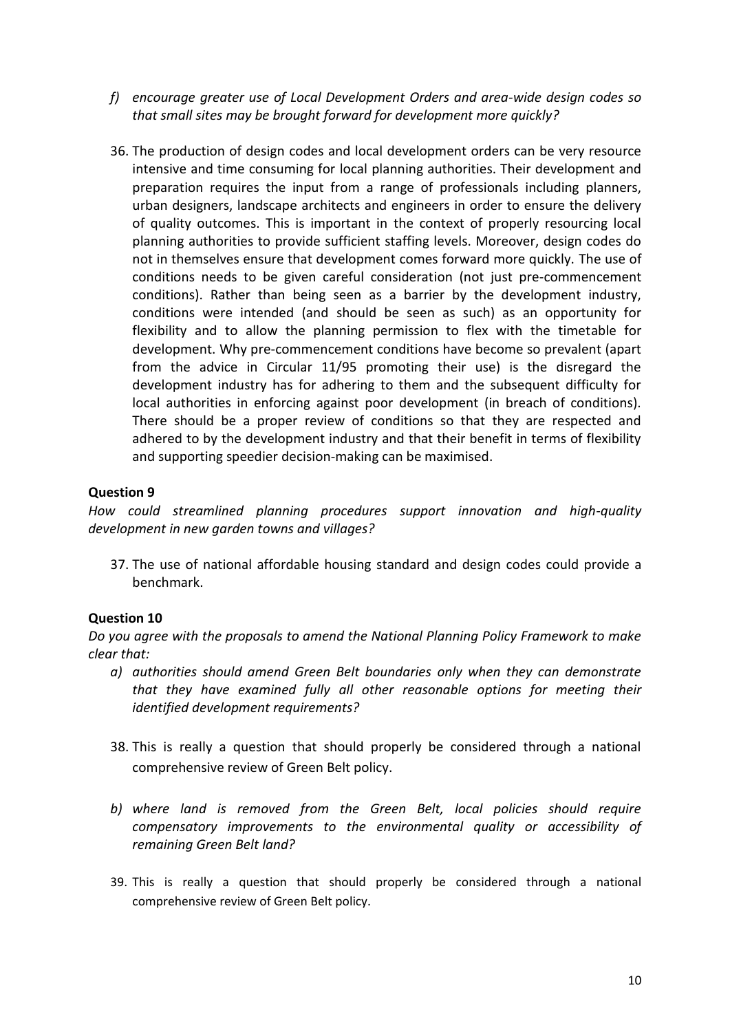f) *encourage greater use of Local Development Orders and area-wide design codes so that small sites may be brought forward for development more quickly?*

36. The production of design codes and local development orders can be very resource intensive and time consuming for local planning authorities. Their development and preparation requires the input from a range of professionals including planners, urban designers, landscape architects and engineers in order to ensure the delivery of quality outcomes. This is important in the context of properly resourcing local planning authorities to provide sufficient staffing levels. Moreover, design codes do not in themselves ensure that development comes forward more quickly. The use of conditions needs to be given careful consideration (not just pre-commencement conditions). Rather than being seen as a barrier by the development industry, conditions were intended (and should be seen as such) as an opportunity for flexibility and to allow the planning permission to flex with the timetable for development. Why pre-commencement conditions have become so prevalent (apart from the advice in Circular 11/95 promoting their use) is the disregard the development industry has for adhering to them and the subsequent difficulty for local authorities in enforcing against poor development (in breach of conditions). There should be a proper review of conditions so that they are respected and adhered to by the development industry and that their benefit in terms of flexibility and supporting speedier decision-making can be maximised.

**Question 9**

*How could streamlined planning procedures support innovation and high-quality development in new garden towns and villages?*

37. The use of national affordable housing standard and design codes could provide a benchmark.

**Question 10**

*Do you agree with the proposals to amend the National Planning Policy Framework to make clear that:*

a) *authorities should amend Green Belt boundaries only when they can demonstrate that they have examined fully all other reasonable options for meeting their identified development requirements?*

38. This is really a question that should properly be considered through a national comprehensive review of Green Belt policy.

b) *where land is removed from the Green Belt, local policies should require compensatory improvements to the environmental quality or accessibility of remaining Green Belt land?*

39. This is really a question that should properly be considered through a national comprehensive review of Green Belt policy.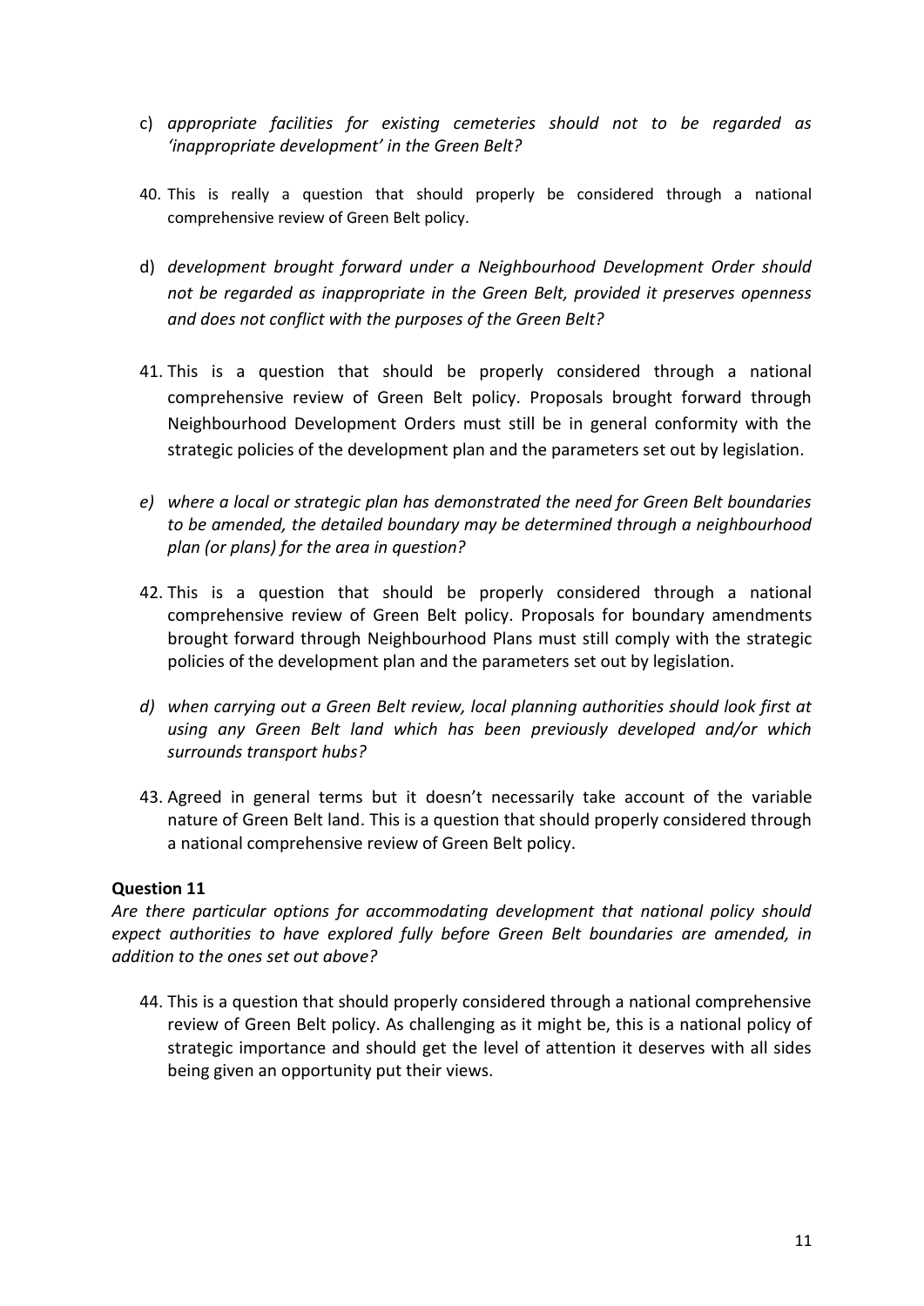c) *appropriate facilities for existing cemeteries should not to be regarded as 'inappropriate development' in the Green Belt?*

40. This is really a question that should properly be considered through a national comprehensive review of Green Belt policy.

d) *development brought forward under a Neighbourhood Development Order should not be regarded as inappropriate in the Green Belt, provided it preserves openness and does not conflict with the purposes of the Green Belt?*

41. This is a question that should be properly considered through a national comprehensive review of Green Belt policy. Proposals brought forward through Neighbourhood Development Orders must still be in general conformity with the strategic policies of the development plan and the parameters set out by legislation.

*e) where a local or strategic plan has demonstrated the need for Green Belt boundaries to be amended, the detailed boundary may be determined through a neighbourhood plan (or plans) for the area in question?*

42. This is a question that should be properly considered through a national comprehensive review of Green Belt policy. Proposals for boundary amendments brought forward through Neighbourhood Plans must still comply with the strategic policies of the development plan and the parameters set out by legislation.

*d) when carrying out a Green Belt review, local planning authorities should look first at using any Green Belt land which has been previously developed and/or which surrounds transport hubs?*

43. Agreed in general terms but it doesn't necessarily take account of the variable nature of Green Belt land. This is a question that should properly considered through a national comprehensive review of Green Belt policy.

**Question 11**

*Are there particular options for accommodating development that national policy should expect authorities to have explored fully before Green Belt boundaries are amended, in addition to the ones set out above?*

44. This is a question that should properly considered through a national comprehensive review of Green Belt policy. As challenging as it might be, this is a national policy of strategic importance and should get the level of attention it deserves with all sides being given an opportunity put their views.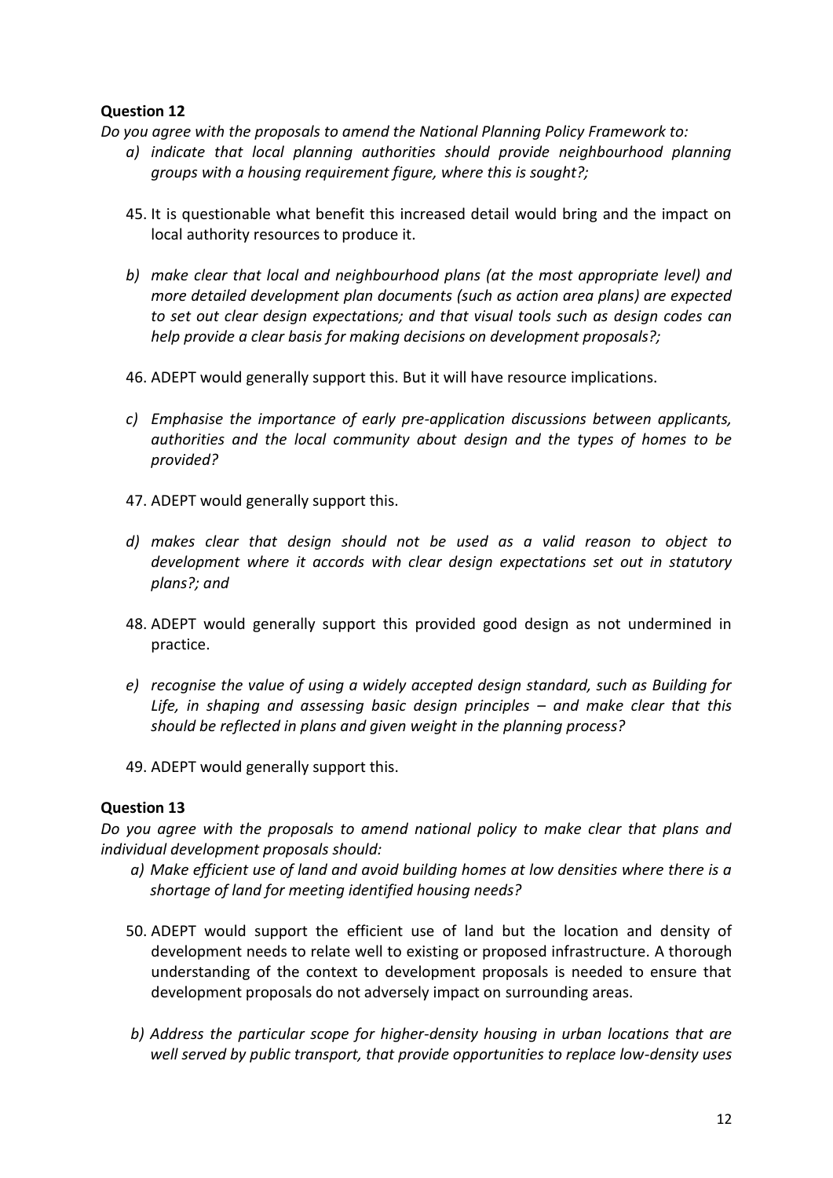**Question 12**

*Do you agree with the proposals to amend the National Planning Policy Framework to:*

*a) indicate that local planning authorities should provide neighbourhood planning groups with a housing requirement figure, where this is sought?;*

45. It is questionable what benefit this increased detail would bring and the impact on local authority resources to produce it.

*b) make clear that local and neighbourhood plans (at the most appropriate level) and more detailed development plan documents (such as action area plans) are expected to set out clear design expectations; and that visual tools such as design codes can help provide a clear basis for making decisions on development proposals?;*

46. ADEPT would generally support this. But it will have resource implications.

*c) Emphasise the importance of early pre-application discussions between applicants, authorities and the local community about design and the types of homes to be provided?*

47. ADEPT would generally support this.

*d) makes clear that design should not be used as a valid reason to object to development where it accords with clear design expectations set out in statutory plans?; and*

48. ADEPT would generally support this provided good design as not undermined in practice.

*e) recognise the value of using a widely accepted design standard, such as Building for Life, in shaping and assessing basic design principles – and make clear that this should be reflected in plans and given weight in the planning process?*

49. ADEPT would generally support this.

**Question 13**

*Do you agree with the proposals to amend national policy to make clear that plans and individual development proposals should:*

*a) Make efficient use of land and avoid building homes at low densities where there is a shortage of land for meeting identified housing needs?*

50. ADEPT would support the efficient use of land but the location and density of development needs to relate well to existing or proposed infrastructure. A thorough understanding of the context to development proposals is needed to ensure that development proposals do not adversely impact on surrounding areas.

*b) Address the particular scope for higher-density housing in urban locations that are well served by public transport, that provide opportunities to replace low-density uses*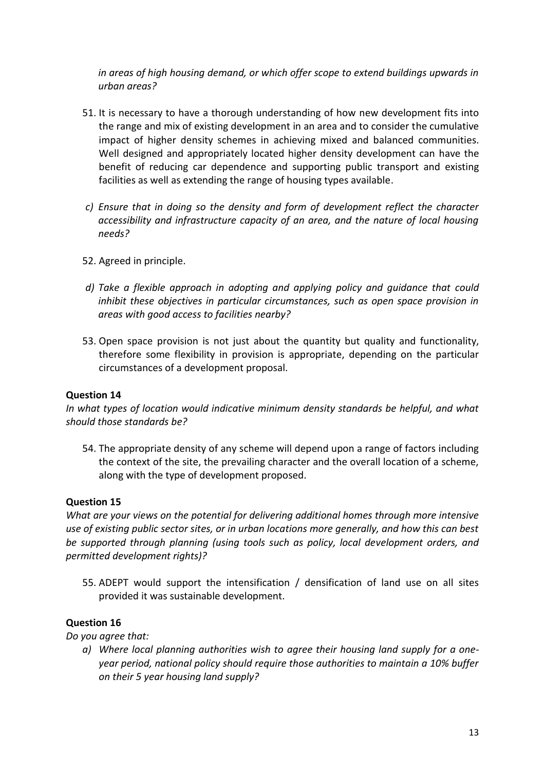*in areas of high housing demand, or which offer scope to extend buildings upwards in urban areas?*

51. It is necessary to have a thorough understanding of how new development fits into the range and mix of existing development in an area and to consider the cumulative impact of higher density schemes in achieving mixed and balanced communities. Well designed and appropriately located higher density development can have the benefit of reducing car dependence and supporting public transport and existing facilities as well as extending the range of housing types available.

*c) Ensure that in doing so the density and form of development reflect the character accessibility and infrastructure capacity of an area, and the nature of local housing needs?*

52. Agreed in principle.

*d) Take a flexible approach in adopting and applying policy and guidance that could inhibit these objectives in particular circumstances, such as open space provision in areas with good access to facilities nearby?*

53. Open space provision is not just about the quantity but quality and functionality, therefore some flexibility in provision is appropriate, depending on the particular circumstances of a development proposal.

**Question 14**

*In what types of location would indicative minimum density standards be helpful, and what should those standards be?*

54. The appropriate density of any scheme will depend upon a range of factors including the context of the site, the prevailing character and the overall location of a scheme, along with the type of development proposed.

**Question 15**

*What are your views on the potential for delivering additional homes through more intensive use of existing public sector sites, or in urban locations more generally, and how this can best be supported through planning (using tools such as policy, local development orders, and permitted development rights)?*

55. ADEPT would support the intensification / densification of land use on all sites provided it was sustainable development.

**Question 16**

*Do you agree that:*

*a) Where local planning authorities wish to agree their housing land supply for a one-year period, national policy should require those authorities to maintain a 10% buffer on their 5 year housing land supply?*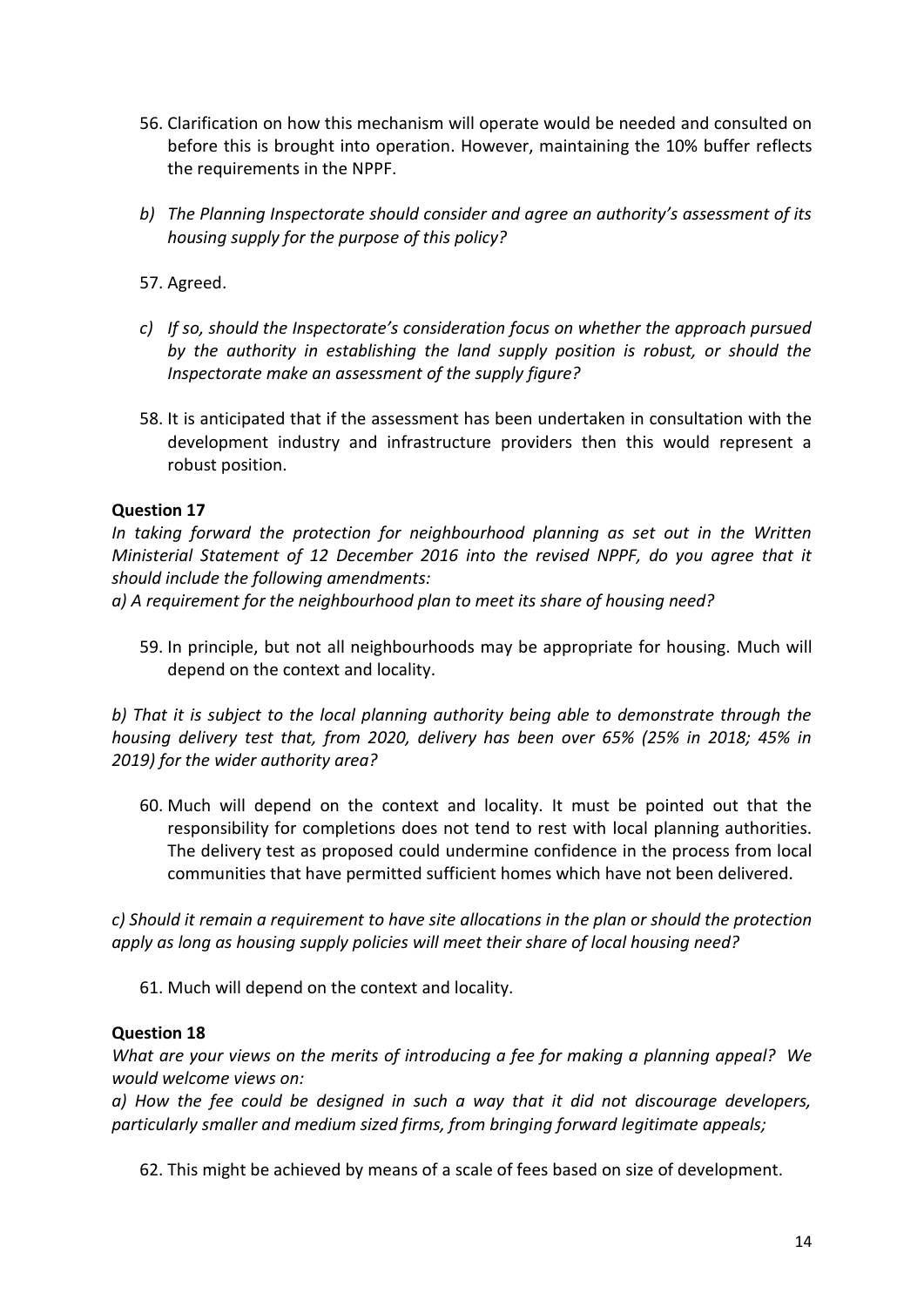56. Clarification on how this mechanism will operate would be needed and consulted on before this is brought into operation. However, maintaining the 10% buffer reflects the requirements in the NPPF.

*b) The Planning Inspectorate should consider and agree an authority's assessment of its housing supply for the purpose of this policy?*

57. Agreed.

*c) If so, should the Inspectorate's consideration focus on whether the approach pursued by the authority in establishing the land supply position is robust, or should the Inspectorate make an assessment of the supply figure?*

58. It is anticipated that if the assessment has been undertaken in consultation with the development industry and infrastructure providers then this would represent a robust position.

**Question 17**

*In taking forward the protection for neighbourhood planning as set out in the Written Ministerial Statement of 12 December 2016 into the revised NPPF, do you agree that it should include the following amendments:*

*a) A requirement for the neighbourhood plan to meet its share of housing need?*

59. In principle, but not all neighbourhoods may be appropriate for housing. Much will depend on the context and locality.

*b) That it is subject to the local planning authority being able to demonstrate through the housing delivery test that, from 2020, delivery has been over 65% (25% in 2018; 45% in 2019) for the wider authority area?*

60. Much will depend on the context and locality. It must be pointed out that the responsibility for completions does not tend to rest with local planning authorities. The delivery test as proposed could undermine confidence in the process from local communities that have permitted sufficient homes which have not been delivered.

*c) Should it remain a requirement to have site allocations in the plan or should the protection apply as long as housing supply policies will meet their share of local housing need?*

61. Much will depend on the context and locality.

**Question 18**

*What are your views on the merits of introducing a fee for making a planning appeal? We would welcome views on:*

*a) How the fee could be designed in such a way that it did not discourage developers, particularly smaller and medium sized firms, from bringing forward legitimate appeals;*

62. This might be achieved by means of a scale of fees based on size of development.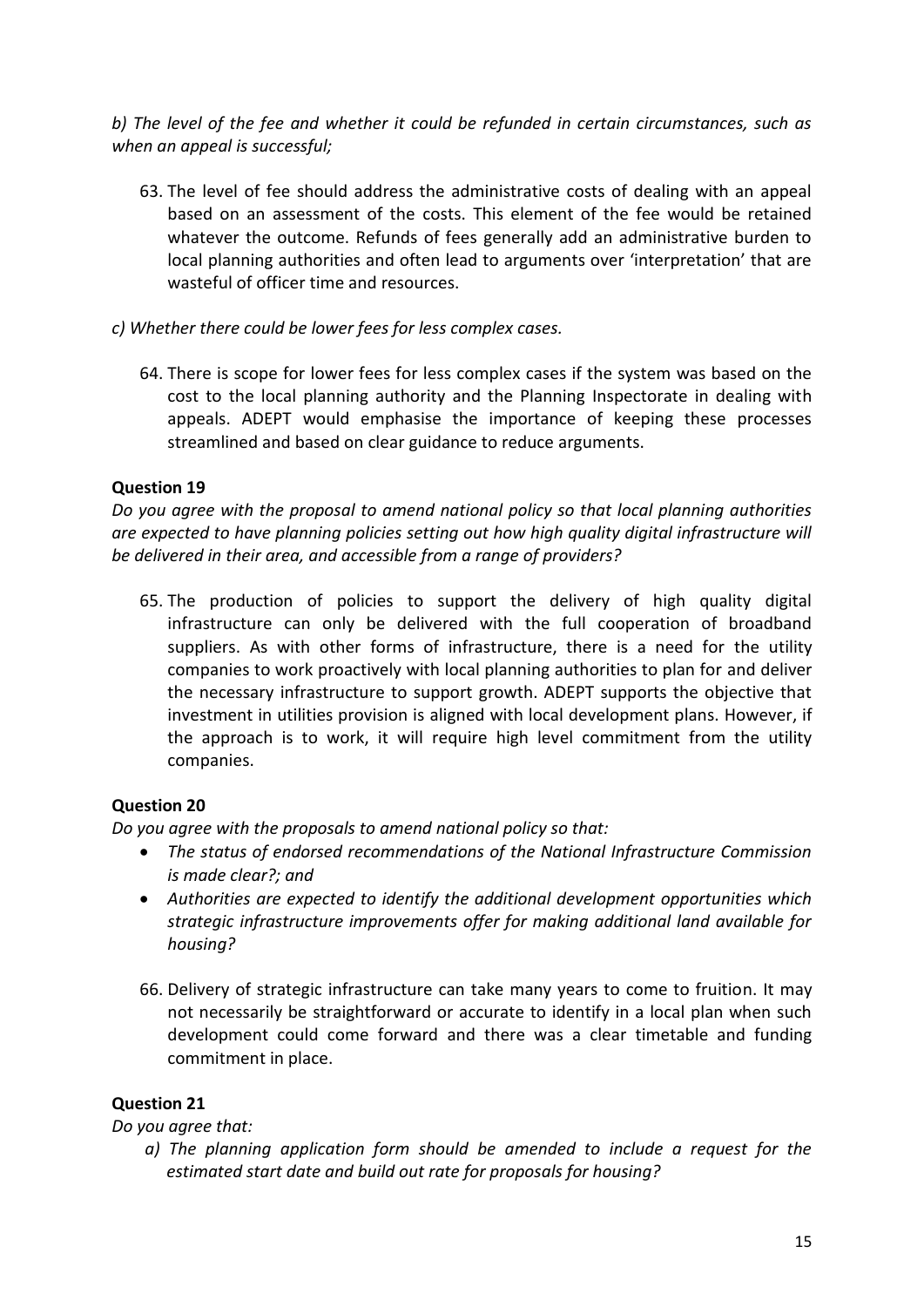*b) The level of the fee and whether it could be refunded in certain circumstances, such as when an appeal is successful;*

63. The level of fee should address the administrative costs of dealing with an appeal based on an assessment of the costs. This element of the fee would be retained whatever the outcome. Refunds of fees generally add an administrative burden to local planning authorities and often lead to arguments over 'interpretation' that are wasteful of officer time and resources.

*c) Whether there could be lower fees for less complex cases.*

64. There is scope for lower fees for less complex cases if the system was based on the cost to the local planning authority and the Planning Inspectorate in dealing with appeals. ADEPT would emphasise the importance of keeping these processes streamlined and based on clear guidance to reduce arguments.

**Question 19**

*Do you agree with the proposal to amend national policy so that local planning authorities are expected to have planning policies setting out how high quality digital infrastructure will be delivered in their area, and accessible from a range of providers?*

65. The production of policies to support the delivery of high quality digital infrastructure can only be delivered with the full cooperation of broadband suppliers. As with other forms of infrastructure, there is a need for the utility companies to work proactively with local planning authorities to plan for and deliver the necessary infrastructure to support growth. ADEPT supports the objective that investment in utilities provision is aligned with local development plans. However, if the approach is to work, it will require high level commitment from the utility companies.

**Question 20**

*Do you agree with the proposals to amend national policy so that:*

- *The status of endorsed recommendations of the National Infrastructure Commission is made clear?; and*
- *Authorities are expected to identify the additional development opportunities which strategic infrastructure improvements offer for making additional land available for housing?*

66. Delivery of strategic infrastructure can take many years to come to fruition. It may not necessarily be straightforward or accurate to identify in a local plan when such development could come forward and there was a clear timetable and funding commitment in place.

**Question 21**

*Do you agree that:*

*a) The planning application form should be amended to include a request for the estimated start date and build out rate for proposals for housing?*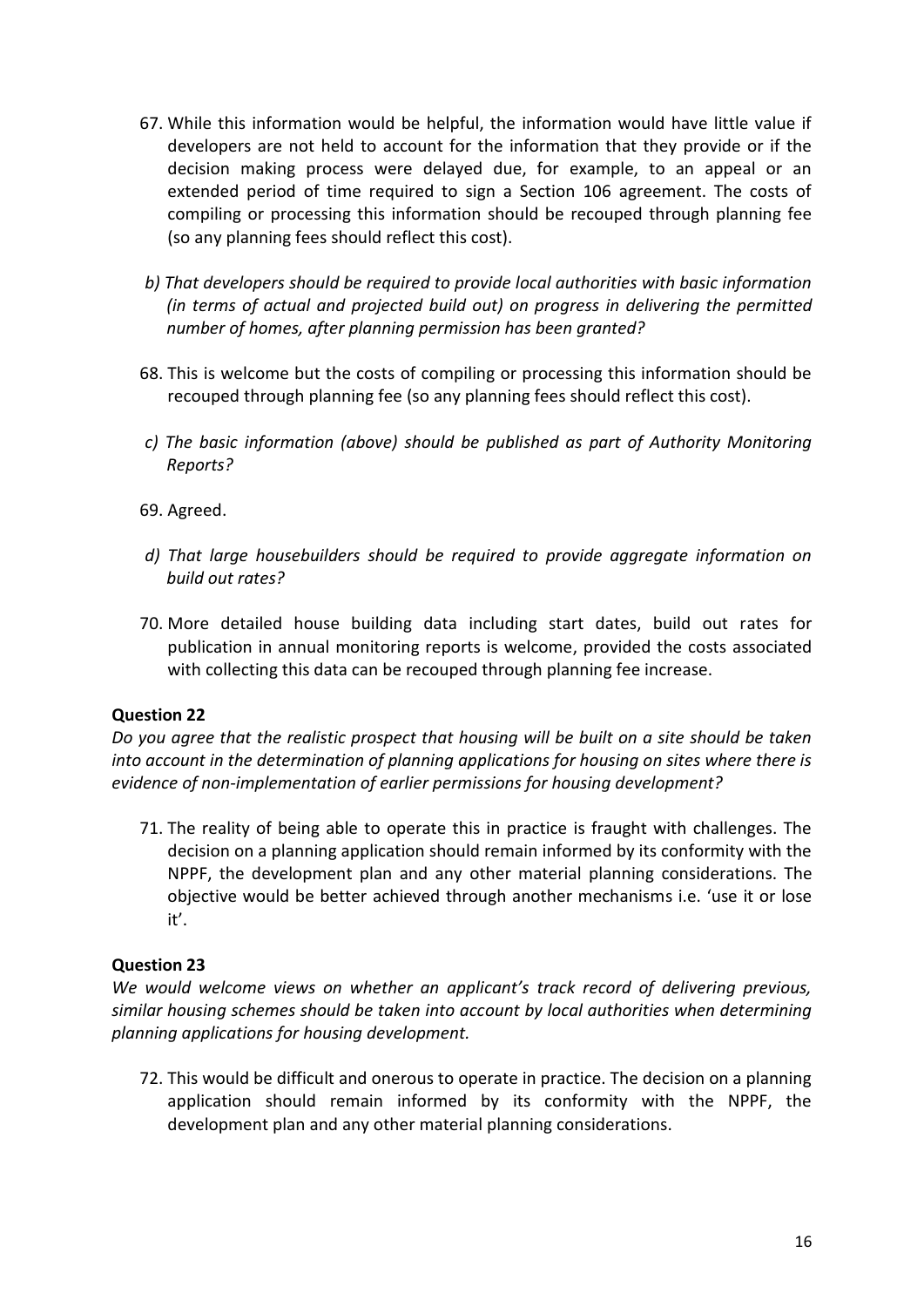67. While this information would be helpful, the information would have little value if developers are not held to account for the information that they provide or if the decision making process were delayed due, for example, to an appeal or an extended period of time required to sign a Section 106 agreement. The costs of compiling or processing this information should be recouped through planning fee (so any planning fees should reflect this cost).

*b) That developers should be required to provide local authorities with basic information (in terms of actual and projected build out) on progress in delivering the permitted number of homes, after planning permission has been granted?*

68. This is welcome but the costs of compiling or processing this information should be recouped through planning fee (so any planning fees should reflect this cost).

*c) The basic information (above) should be published as part of Authority Monitoring Reports?*

69. Agreed.

*d) That large housebuilders should be required to provide aggregate information on build out rates?*

70. More detailed house building data including start dates, build out rates for publication in annual monitoring reports is welcome, provided the costs associated with collecting this data can be recouped through planning fee increase.

**Question 22**

*Do you agree that the realistic prospect that housing will be built on a site should be taken into account in the determination of planning applications for housing on sites where there is evidence of non-implementation of earlier permissions for housing development?*

71. The reality of being able to operate this in practice is fraught with challenges. The decision on a planning application should remain informed by its conformity with the NPPF, the development plan and any other material planning considerations. The objective would be better achieved through another mechanisms i.e. 'use it or lose it'.

**Question 23**

*We would welcome views on whether an applicant's track record of delivering previous, similar housing schemes should be taken into account by local authorities when determining planning applications for housing development.*

72. This would be difficult and onerous to operate in practice. The decision on a planning application should remain informed by its conformity with the NPPF, the development plan and any other material planning considerations.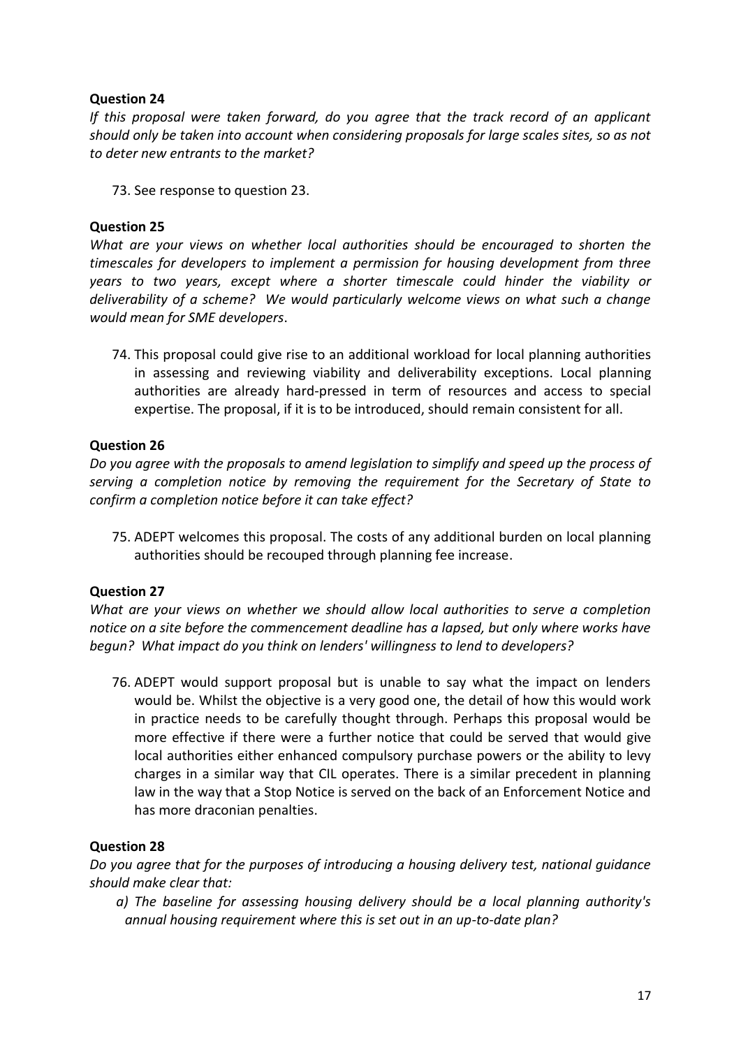**Question 24**

*If this proposal were taken forward, do you agree that the track record of an applicant should only be taken into account when considering proposals for large scales sites, so as not to deter new entrants to the market?*

73. See response to question 23.

**Question 25**

*What are your views on whether local authorities should be encouraged to shorten the timescales for developers to implement a permission for housing development from three years to two years, except where a shorter timescale could hinder the viability or deliverability of a scheme? We would particularly welcome views on what such a change would mean for SME developers*.

74. This proposal could give rise to an additional workload for local planning authorities in assessing and reviewing viability and deliverability exceptions. Local planning authorities are already hard-pressed in term of resources and access to special expertise. The proposal, if it is to be introduced, should remain consistent for all.

**Question 26**

*Do you agree with the proposals to amend legislation to simplify and speed up the process of serving a completion notice by removing the requirement for the Secretary of State to confirm a completion notice before it can take effect?*

75. ADEPT welcomes this proposal. The costs of any additional burden on local planning authorities should be recouped through planning fee increase.

**Question 27**

*What are your views on whether we should allow local authorities to serve a completion notice on a site before the commencement deadline has a lapsed, but only where works have begun? What impact do you think on lenders' willingness to lend to developers?*

76. ADEPT would support proposal but is unable to say what the impact on lenders would be. Whilst the objective is a very good one, the detail of how this would work in practice needs to be carefully thought through. Perhaps this proposal would be more effective if there were a further notice that could be served that would give local authorities either enhanced compulsory purchase powers or the ability to levy charges in a similar way that CIL operates. There is a similar precedent in planning law in the way that a Stop Notice is served on the back of an Enforcement Notice and has more draconian penalties.

**Question 28**

*Do you agree that for the purposes of introducing a housing delivery test, national guidance should make clear that:*

*a) The baseline for assessing housing delivery should be a local planning authority's annual housing requirement where this is set out in an up-to-date plan?*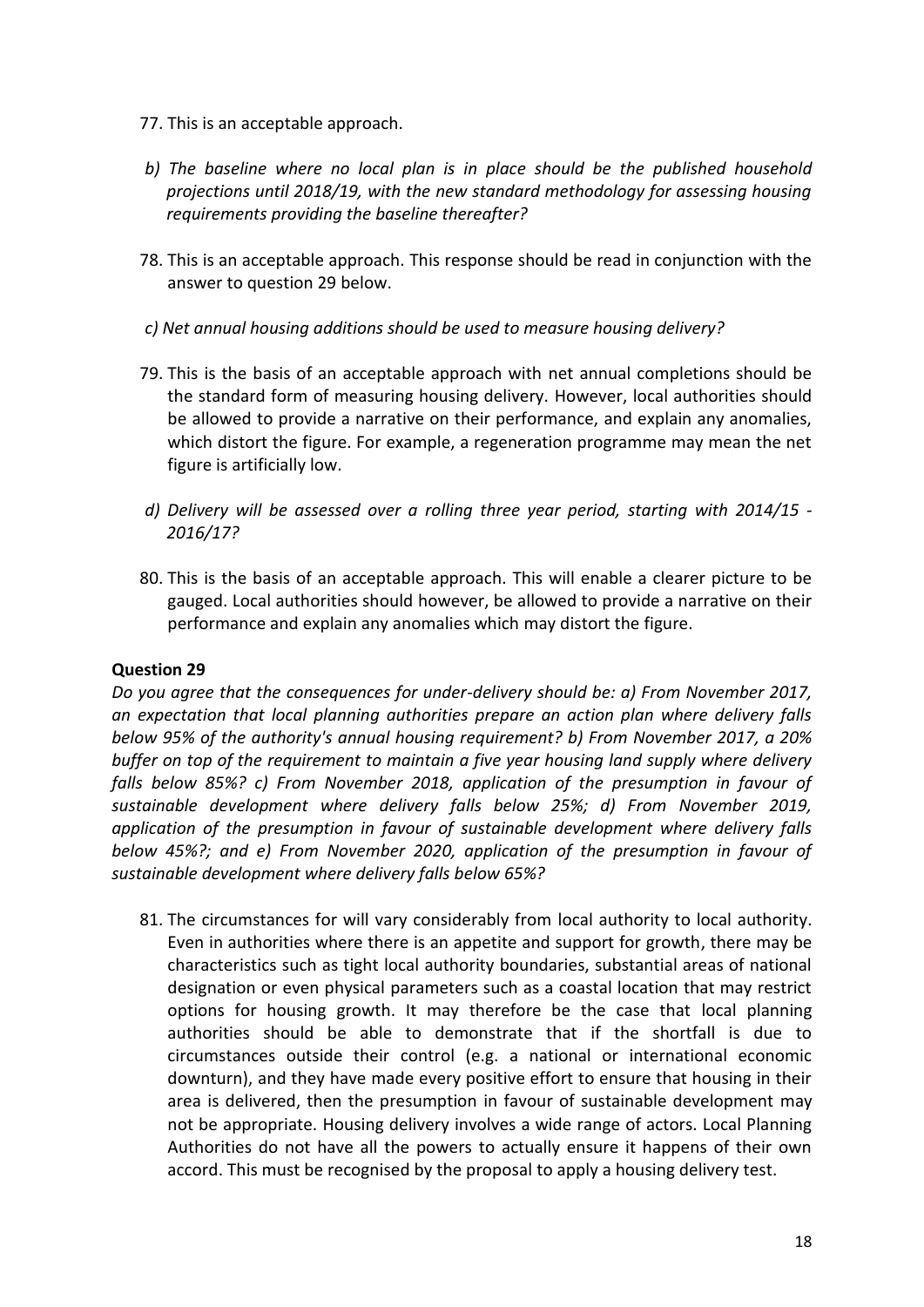77. This is an acceptable approach.

*b) The baseline where no local plan is in place should be the published household projections until 2018/19, with the new standard methodology for assessing housing requirements providing the baseline thereafter?*

78. This is an acceptable approach. This response should be read in conjunction with the answer to question 29 below.

*c) Net annual housing additions should be used to measure housing delivery?*

79. This is the basis of an acceptable approach with net annual completions should be the standard form of measuring housing delivery. However, local authorities should be allowed to provide a narrative on their performance, and explain any anomalies, which distort the figure. For example, a regeneration programme may mean the net figure is artificially low.

*d) Delivery will be assessed over a rolling three year period, starting with 2014/15 - 2016/17?*

80. This is the basis of an acceptable approach. This will enable a clearer picture to be gauged. Local authorities should however, be allowed to provide a narrative on their performance and explain any anomalies which may distort the figure.

**Question 29**

*Do you agree that the consequences for under-delivery should be: a) From November 2017, an expectation that local planning authorities prepare an action plan where delivery falls below 95% of the authority's annual housing requirement? b) From November 2017, a 20% buffer on top of the requirement to maintain a five year housing land supply where delivery falls below 85%? c) From November 2018, application of the presumption in favour of sustainable development where delivery falls below 25%; d) From November 2019, application of the presumption in favour of sustainable development where delivery falls below 45%?; and e) From November 2020, application of the presumption in favour of sustainable development where delivery falls below 65%?*

81. The circumstances for will vary considerably from local authority to local authority. Even in authorities where there is an appetite and support for growth, there may be characteristics such as tight local authority boundaries, substantial areas of national designation or even physical parameters such as a coastal location that may restrict options for housing growth. It may therefore be the case that local planning authorities should be able to demonstrate that if the shortfall is due to circumstances outside their control (e.g. a national or international economic downturn), and they have made every positive effort to ensure that housing in their area is delivered, then the presumption in favour of sustainable development may not be appropriate. Housing delivery involves a wide range of actors. Local Planning Authorities do not have all the powers to actually ensure it happens of their own accord. This must be recognised by the proposal to apply a housing delivery test.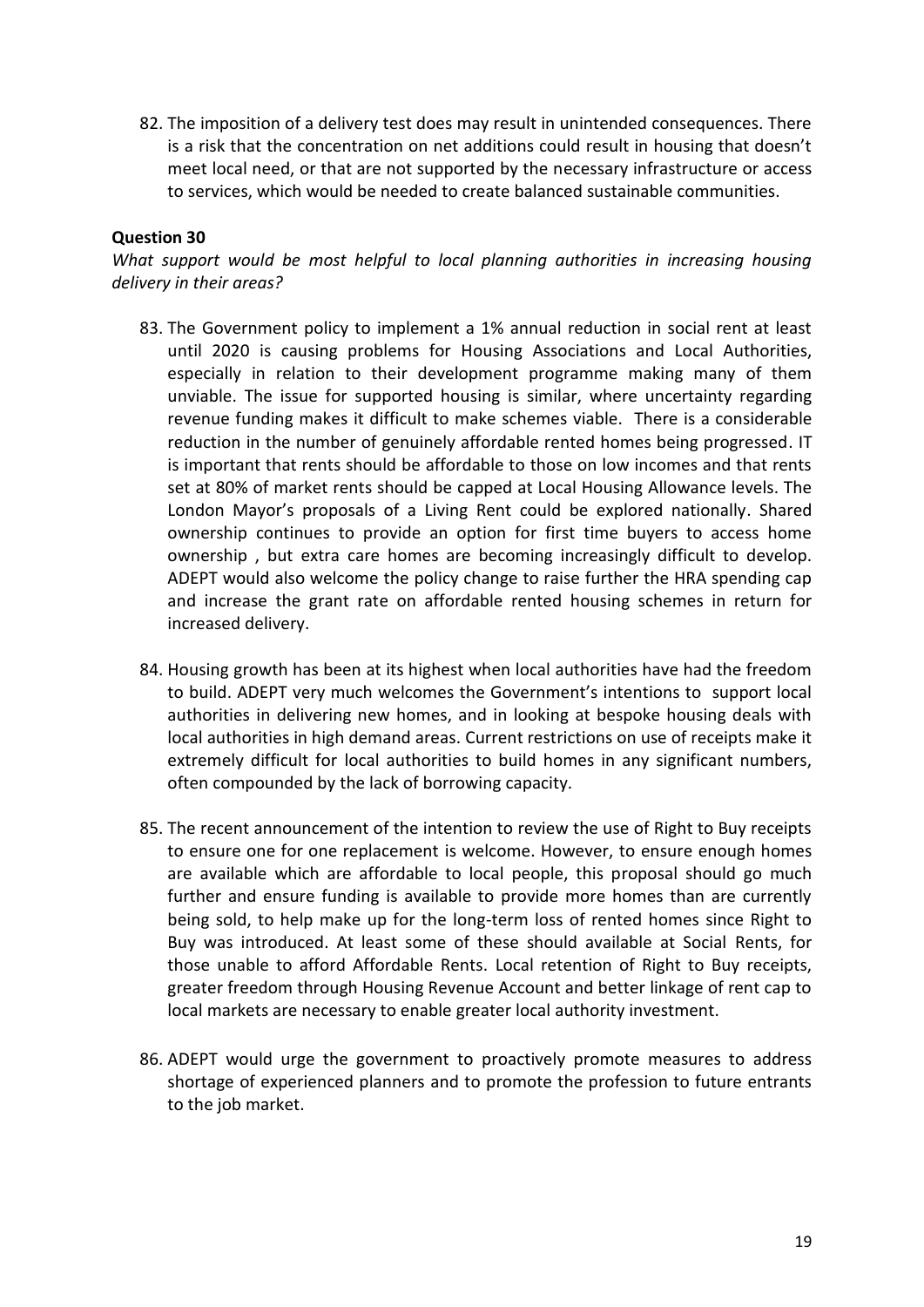82. The imposition of a delivery test does may result in unintended consequences. There is a risk that the concentration on net additions could result in housing that doesn't meet local need, or that are not supported by the necessary infrastructure or access to services, which would be needed to create balanced sustainable communities.

**Question 30**

*What support would be most helpful to local planning authorities in increasing housing delivery in their areas?*

83. The Government policy to implement a 1% annual reduction in social rent at least until 2020 is causing problems for Housing Associations and Local Authorities, especially in relation to their development programme making many of them unviable. The issue for supported housing is similar, where uncertainty regarding revenue funding makes it difficult to make schemes viable. There is a considerable reduction in the number of genuinely affordable rented homes being progressed. IT is important that rents should be affordable to those on low incomes and that rents set at 80% of market rents should be capped at Local Housing Allowance levels. The London Mayor's proposals of a Living Rent could be explored nationally. Shared ownership continues to provide an option for first time buyers to access home ownership , but extra care homes are becoming increasingly difficult to develop. ADEPT would also welcome the policy change to raise further the HRA spending cap and increase the grant rate on affordable rented housing schemes in return for increased delivery.

84. Housing growth has been at its highest when local authorities have had the freedom to build. ADEPT very much welcomes the Government's intentions to support local authorities in delivering new homes, and in looking at bespoke housing deals with local authorities in high demand areas. Current restrictions on use of receipts make it extremely difficult for local authorities to build homes in any significant numbers, often compounded by the lack of borrowing capacity.

85. The recent announcement of the intention to review the use of Right to Buy receipts to ensure one for one replacement is welcome. However, to ensure enough homes are available which are affordable to local people, this proposal should go much further and ensure funding is available to provide more homes than are currently being sold, to help make up for the long-term loss of rented homes since Right to Buy was introduced. At least some of these should available at Social Rents, for those unable to afford Affordable Rents. Local retention of Right to Buy receipts, greater freedom through Housing Revenue Account and better linkage of rent cap to local markets are necessary to enable greater local authority investment.

86. ADEPT would urge the government to proactively promote measures to address shortage of experienced planners and to promote the profession to future entrants to the job market.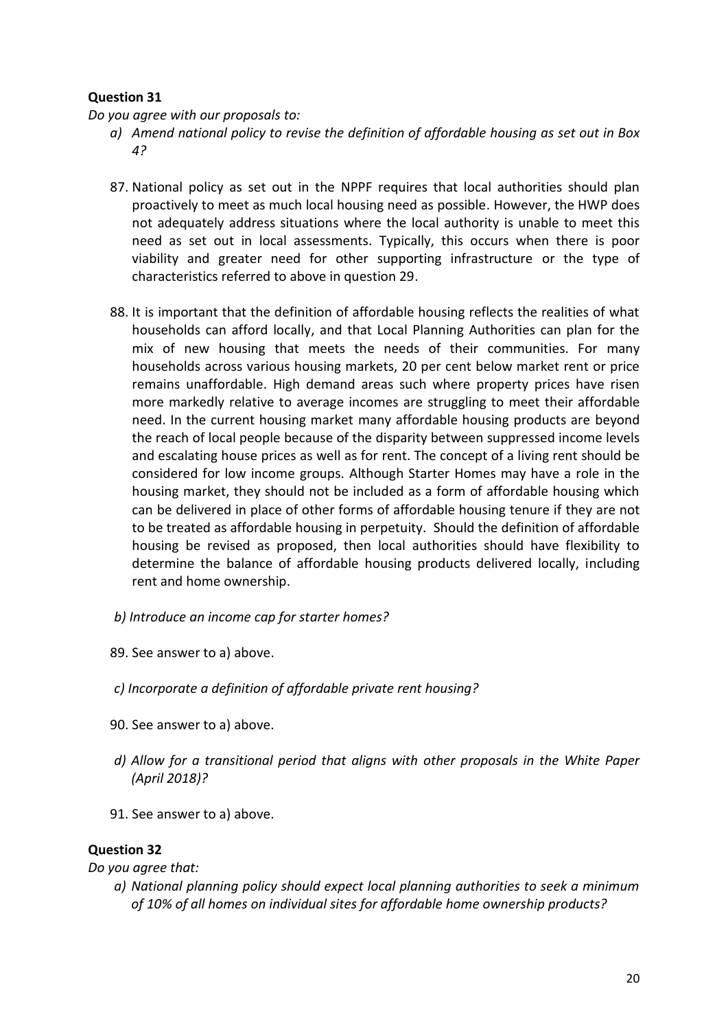**Question 31**

*Do you agree with our proposals to:*

*a) Amend national policy to revise the definition of affordable housing as set out in Box 4?*

87. National policy as set out in the NPPF requires that local authorities should plan proactively to meet as much local housing need as possible. However, the HWP does not adequately address situations where the local authority is unable to meet this need as set out in local assessments. Typically, this occurs when there is poor viability and greater need for other supporting infrastructure or the type of characteristics referred to above in question 29.

88. It is important that the definition of affordable housing reflects the realities of what households can afford locally, and that Local Planning Authorities can plan for the mix of new housing that meets the needs of their communities. For many households across various housing markets, 20 per cent below market rent or price remains unaffordable. High demand areas such where property prices have risen more markedly relative to average incomes are struggling to meet their affordable need. In the current housing market many affordable housing products are beyond the reach of local people because of the disparity between suppressed income levels and escalating house prices as well as for rent. The concept of a living rent should be considered for low income groups. Although Starter Homes may have a role in the housing market, they should not be included as a form of affordable housing which can be delivered in place of other forms of affordable housing tenure if they are not to be treated as affordable housing in perpetuity. Should the definition of affordable housing be revised as proposed, then local authorities should have flexibility to determine the balance of affordable housing products delivered locally, including rent and home ownership.

*b) Introduce an income cap for starter homes?*

89. See answer to a) above.

*c) Incorporate a definition of affordable private rent housing?*

90. See answer to a) above.

*d) Allow for a transitional period that aligns with other proposals in the White Paper (April 2018)?*

91. See answer to a) above.

**Question 32**

*Do you agree that:*

*a) National planning policy should expect local planning authorities to seek a minimum of 10% of all homes on individual sites for affordable home ownership products?*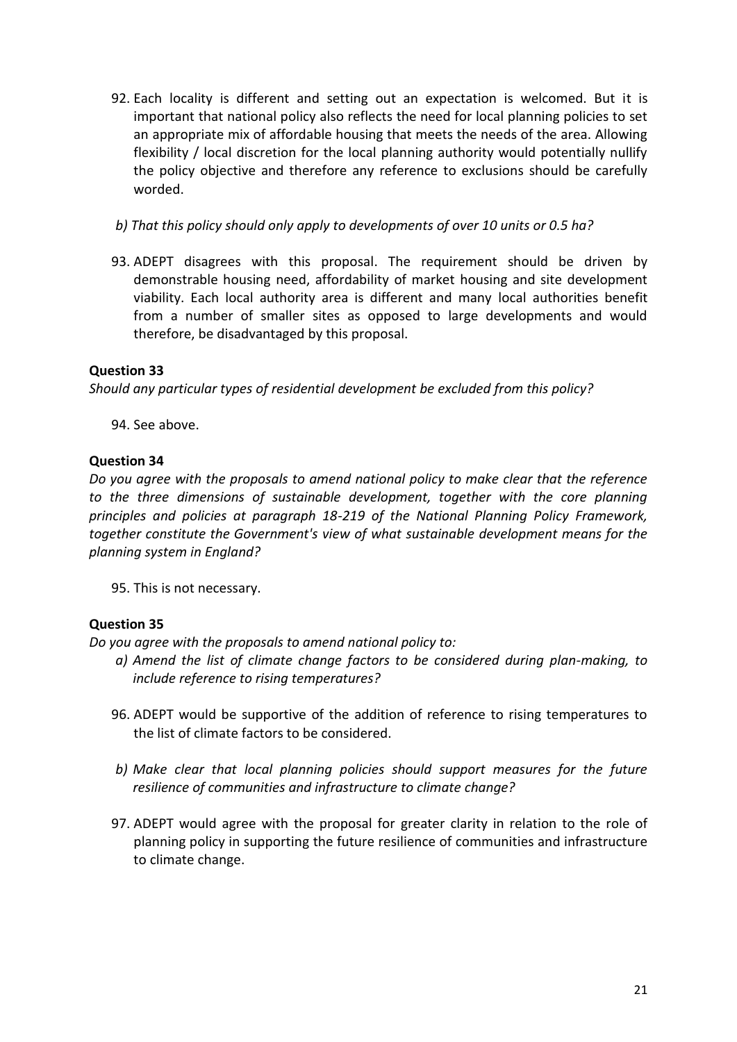92. Each locality is different and setting out an expectation is welcomed. But it is important that national policy also reflects the need for local planning policies to set an appropriate mix of affordable housing that meets the needs of the area. Allowing flexibility / local discretion for the local planning authority would potentially nullify the policy objective and therefore any reference to exclusions should be carefully worded.

*b) That this policy should only apply to developments of over 10 units or 0.5 ha?*

93. ADEPT disagrees with this proposal. The requirement should be driven by demonstrable housing need, affordability of market housing and site development viability. Each local authority area is different and many local authorities benefit from a number of smaller sites as opposed to large developments and would therefore, be disadvantaged by this proposal.

**Question 33**

*Should any particular types of residential development be excluded from this policy?*

94. See above.

**Question 34**

*Do you agree with the proposals to amend national policy to make clear that the reference to the three dimensions of sustainable development, together with the core planning principles and policies at paragraph 18-219 of the National Planning Policy Framework, together constitute the Government's view of what sustainable development means for the planning system in England?*

95. This is not necessary.

**Question 35**

*Do you agree with the proposals to amend national policy to:*

*a) Amend the list of climate change factors to be considered during plan-making, to include reference to rising temperatures?*

96. ADEPT would be supportive of the addition of reference to rising temperatures to the list of climate factors to be considered.

*b) Make clear that local planning policies should support measures for the future resilience of communities and infrastructure to climate change?*

97. ADEPT would agree with the proposal for greater clarity in relation to the role of planning policy in supporting the future resilience of communities and infrastructure to climate change.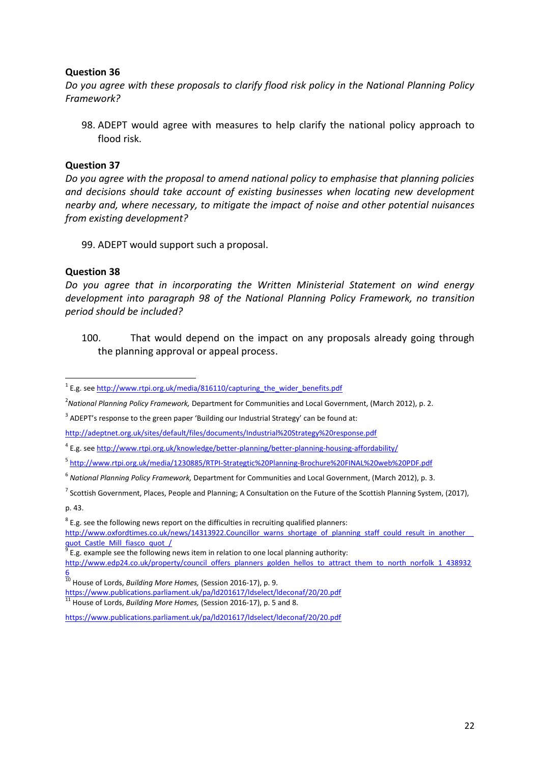**Question 36**

*Do you agree with these proposals to clarify flood risk policy in the National Planning Policy Framework?*

98. ADEPT would agree with measures to help clarify the national policy approach to flood risk.

**Question 37**

*Do you agree with the proposal to amend national policy to emphasise that planning policies and decisions should take account of existing businesses when locating new development nearby and, where necessary, to mitigate the impact of noise and other potential nuisances from existing development?*

99. ADEPT would support such a proposal.

**Question 38**

*Do you agree that in incorporating the Written Ministerial Statement on wind energy development into paragraph 98 of the National Planning Policy Framework, no transition period should be included?*

100. That would depend on the impact on any proposals already going through the planning approval or appeal process.

---

[1] E.g. see http://www.rtpi.org.uk/media/816110/capturing_the_wider_benefits.pdf

[2] *National Planning Policy Framework,* Department for Communities and Local Government, (March 2012), p. 2.

[3] ADEPT's response to the green paper 'Building our Industrial Strategy' can be found at: http://adeptnet.org.uk/sites/default/files/documents/Industrial%20Strategy%20response.pdf

[4] E.g. see http://www.rtpi.org.uk/knowledge/better-planning/better-planning-housing-affordability/

[5] http://www.rtpi.org.uk/media/1230885/RTPI-Strategtic%20Planning-Brochure%20FINAL%20web%20PDF.pdf

[6] *National Planning Policy Framework,* Department for Communities and Local Government, (March 2012), p. 3.

[7] Scottish Government, Places, People and Planning; A Consultation on the Future of the Scottish Planning System, (2017), p. 43.

[8] E.g. see the following news report on the difficulties in recruiting qualified planners: http://www.oxfordtimes.co.uk/news/14313922.Councillor_warns_shortage_of_planning_staff_could_result_in_another__quot_Castle_Mill_fiasco_quot_/

[9] E.g. example see the following news item in relation to one local planning authority: http://www.edp24.co.uk/property/council_offers_planners_golden_hellos_to_attract_them_to_north_norfolk_1_4389326

[10] House of Lords, *Building More Homes,* (Session 2016-17), p. 9. https://www.publications.parliament.uk/pa/ld201617/ldselect/ldeconaf/20/20.pdf

[11] House of Lords, *Building More Homes,* (Session 2016-17), p. 5 and 8. https://www.publications.parliament.uk/pa/ld201617/ldselect/ldeconaf/20/20.pdf